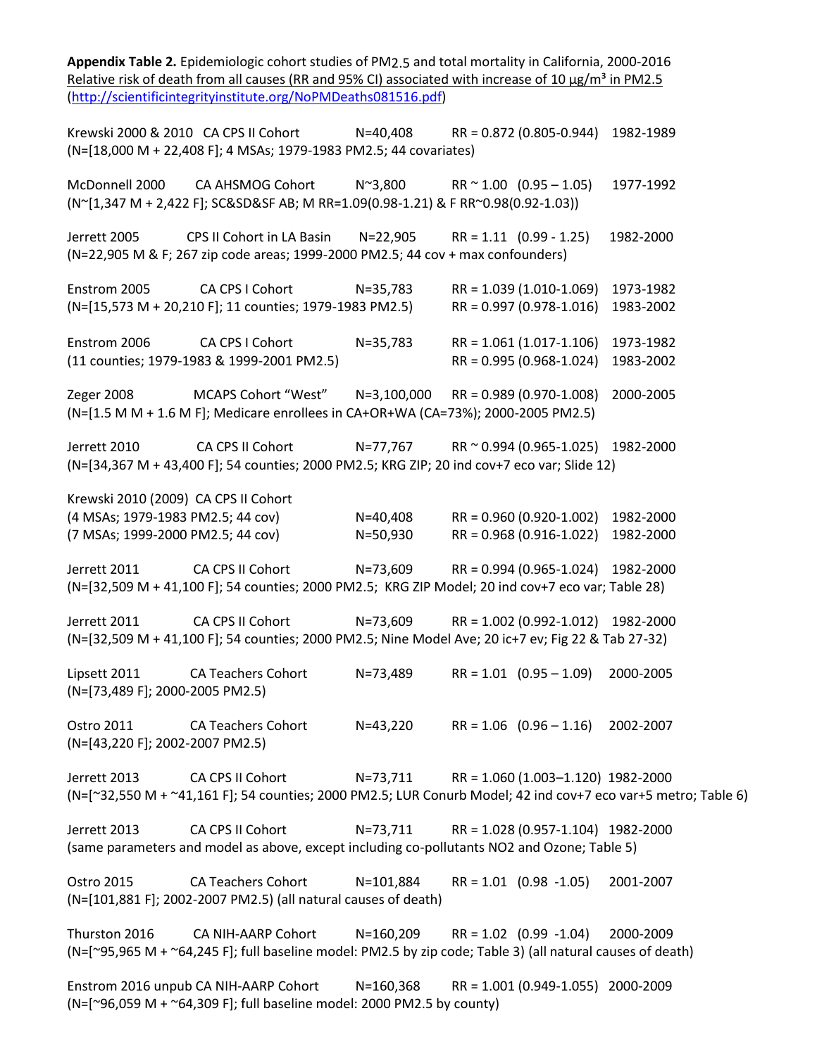**Appendix Table 2.** Epidemiologic cohort studies of $PM_{2.5}$ and total mortality in California, 2000-2016

Relative risk of death from all causes (RR and 95% CI) associated with increase of 10 μg/m³ in $PM_{2.5}$ (http://scientificintegrityinstitute.org/NoPMDeaths081516.pdf)

Krewski 2000 & 2010 CA CPS II Cohort N=40,408 RR = 0.872 (0.805-0.944) 1982-1989
(N=[18,000 M + 22,408 F]; 4 MSAs; 1979-1983 PM2.5; 44 covariates)

McDonnell 2000 CA AHSMOG Cohort N~3,800 RR ~ 1.00 (0.95 – 1.05) 1977-1992
(N~[1,347 M + 2,422 F]; SC&SD&SF AB; M RR=1.09(0.98-1.21) & F RR~0.98(0.92-1.03))

Jerrett 2005 CPS II Cohort in LA Basin N=22,905 RR = 1.11 (0.99 - 1.25) 1982-2000
(N=22,905 M & F; 267 zip code areas; 1999-2000 PM2.5; 44 cov + max confounders)

Enstrom 2005 CA CPS I Cohort N=35,783 RR = 1.039 (1.010-1.069) 1973-1982
(N=[15,573 M + 20,210 F]; 11 counties; 1979-1983 PM2.5) RR = 0.997 (0.978-1.016) 1983-2002

Enstrom 2006 CA CPS I Cohort N=35,783 RR = 1.061 (1.017-1.106) 1973-1982
(11 counties; 1979-1983 & 1999-2001 PM2.5) RR = 0.995 (0.968-1.024) 1983-2002

Zeger 2008 MCAPS Cohort "West" N=3,100,000 RR = 0.989 (0.970-1.008) 2000-2005
(N=[1.5 M M + 1.6 M F]; Medicare enrollees in CA+OR+WA (CA=73%); 2000-2005 PM2.5)

Jerrett 2010 CA CPS II Cohort N=77,767 RR ~ 0.994 (0.965-1.025) 1982-2000
(N=[34,367 M + 43,400 F]; 54 counties; 2000 PM2.5; KRG ZIP; 20 ind cov+7 eco var; Slide 12)

Krewski 2010 (2009) CA CPS II Cohort
(4 MSAs; 1979-1983 PM2.5; 44 cov) N=40,408 RR = 0.960 (0.920-1.002) 1982-2000
(7 MSAs; 1999-2000 PM2.5; 44 cov) N=50,930 RR = 0.968 (0.916-1.022) 1982-2000

Jerrett 2011 CA CPS II Cohort N=73,609 RR = 0.994 (0.965-1.024) 1982-2000
(N=[32,509 M + 41,100 F]; 54 counties; 2000 PM2.5; KRG ZIP Model; 20 ind cov+7 eco var; Table 28)

Jerrett 2011 CA CPS II Cohort N=73,609 RR = 1.002 (0.992-1.012) 1982-2000
(N=[32,509 M + 41,100 F]; 54 counties; 2000 PM2.5; Nine Model Ave; 20 ic+7 ev; Fig 22 & Tab 27-32)

Lipsett 2011 CA Teachers Cohort N=73,489 RR = 1.01 (0.95 – 1.09) 2000-2005
(N=[73,489 F]; 2000-2005 PM2.5)

Ostro 2011 CA Teachers Cohort N=43,220 RR = 1.06 (0.96 – 1.16) 2002-2007
(N=[43,220 F]; 2002-2007 PM2.5)

Jerrett 2013 CA CPS II Cohort N=73,711 RR = 1.060 (1.003–1.120) 1982-2000
(N=[~32,550 M + ~41,161 F]; 54 counties; 2000 PM2.5; LUR Conurb Model; 42 ind cov+7 eco var+5 metro; Table 6)

Jerrett 2013 CA CPS II Cohort N=73,711 RR = 1.028 (0.957-1.104) 1982-2000
(same parameters and model as above, except including co-pollutants NO2 and Ozone; Table 5)

Ostro 2015 CA Teachers Cohort N=101,884 RR = 1.01 (0.98 -1.05) 2001-2007
(N=[101,881 F]; 2002-2007 PM2.5) (all natural causes of death)

Thurston 2016 CA NIH-AARP Cohort N=160,209 RR = 1.02 (0.99 -1.04) 2000-2009
(N=[~95,965 M + ~64,245 F]; full baseline model: PM2.5 by zip code; Table 3) (all natural causes of death)

Enstrom 2016 unpub CA NIH-AARP Cohort N=160,368 RR = 1.001 (0.949-1.055) 2000-2009
(N=[~96,059 M + ~64,309 F]; full baseline model: 2000 PM2.5 by county)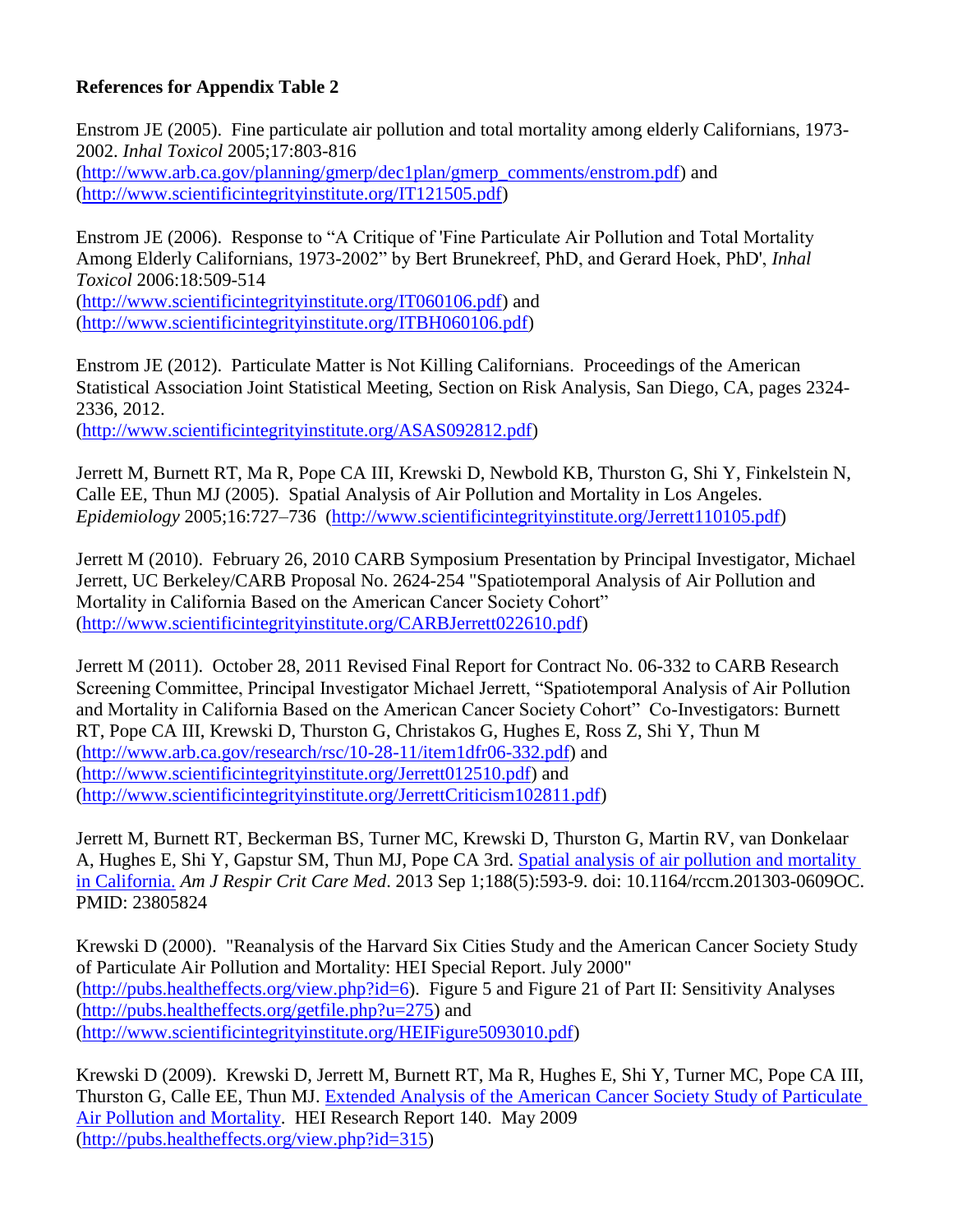**References for Appendix Table 2**

Enstrom JE (2005). Fine particulate air pollution and total mortality among elderly Californians, 1973-2002. *Inhal Toxicol* 2005;17:803-816 (http://www.arb.ca.gov/planning/gmerp/dec1plan/gmerp_comments/enstrom.pdf) and (http://www.scientificintegrityinstitute.org/IT121505.pdf)

Enstrom JE (2006). Response to "A Critique of 'Fine Particulate Air Pollution and Total Mortality Among Elderly Californians, 1973-2002" by Bert Brunekreef, PhD, and Gerard Hoek, PhD', *Inhal Toxicol* 2006:18:509-514 (http://www.scientificintegrityinstitute.org/IT060106.pdf) and (http://www.scientificintegrityinstitute.org/ITBH060106.pdf)

Enstrom JE (2012). Particulate Matter is Not Killing Californians. Proceedings of the American Statistical Association Joint Statistical Meeting, Section on Risk Analysis, San Diego, CA, pages 2324-2336, 2012. (http://www.scientificintegrityinstitute.org/ASAS092812.pdf)

Jerrett M, Burnett RT, Ma R, Pope CA III, Krewski D, Newbold KB, Thurston G, Shi Y, Finkelstein N, Calle EE, Thun MJ (2005). Spatial Analysis of Air Pollution and Mortality in Los Angeles. *Epidemiology* 2005;16:727–736 (http://www.scientificintegrityinstitute.org/Jerrett110105.pdf)

Jerrett M (2010). February 26, 2010 CARB Symposium Presentation by Principal Investigator, Michael Jerrett, UC Berkeley/CARB Proposal No. 2624-254 "Spatiotemporal Analysis of Air Pollution and Mortality in California Based on the American Cancer Society Cohort" (http://www.scientificintegrityinstitute.org/CARBJerrett022610.pdf)

Jerrett M (2011). October 28, 2011 Revised Final Report for Contract No. 06-332 to CARB Research Screening Committee, Principal Investigator Michael Jerrett, "Spatiotemporal Analysis of Air Pollution and Mortality in California Based on the American Cancer Society Cohort" Co-Investigators: Burnett RT, Pope CA III, Krewski D, Thurston G, Christakos G, Hughes E, Ross Z, Shi Y, Thun M (http://www.arb.ca.gov/research/rsc/10-28-11/item1dfr06-332.pdf) and (http://www.scientificintegrityinstitute.org/Jerrett012510.pdf) and (http://www.scientificintegrityinstitute.org/JerrettCriticism102811.pdf)

Jerrett M, Burnett RT, Beckerman BS, Turner MC, Krewski D, Thurston G, Martin RV, van Donkelaar A, Hughes E, Shi Y, Gapstur SM, Thun MJ, Pope CA 3rd. Spatial analysis of air pollution and mortality in California. *Am J Respir Crit Care Med*. 2013 Sep 1;188(5):593-9. doi: 10.1164/rccm.201303-0609OC. PMID: 23805824

Krewski D (2000). "Reanalysis of the Harvard Six Cities Study and the American Cancer Society Study of Particulate Air Pollution and Mortality: HEI Special Report. July 2000" (http://pubs.healtheffects.org/view.php?id=6). Figure 5 and Figure 21 of Part II: Sensitivity Analyses (http://pubs.healtheffects.org/getfile.php?u=275) and (http://www.scientificintegrityinstitute.org/HEIFigure5093010.pdf)

Krewski D (2009). Krewski D, Jerrett M, Burnett RT, Ma R, Hughes E, Shi Y, Turner MC, Pope CA III, Thurston G, Calle EE, Thun MJ. Extended Analysis of the American Cancer Society Study of Particulate Air Pollution and Mortality. HEI Research Report 140. May 2009 (http://pubs.healtheffects.org/view.php?id=315)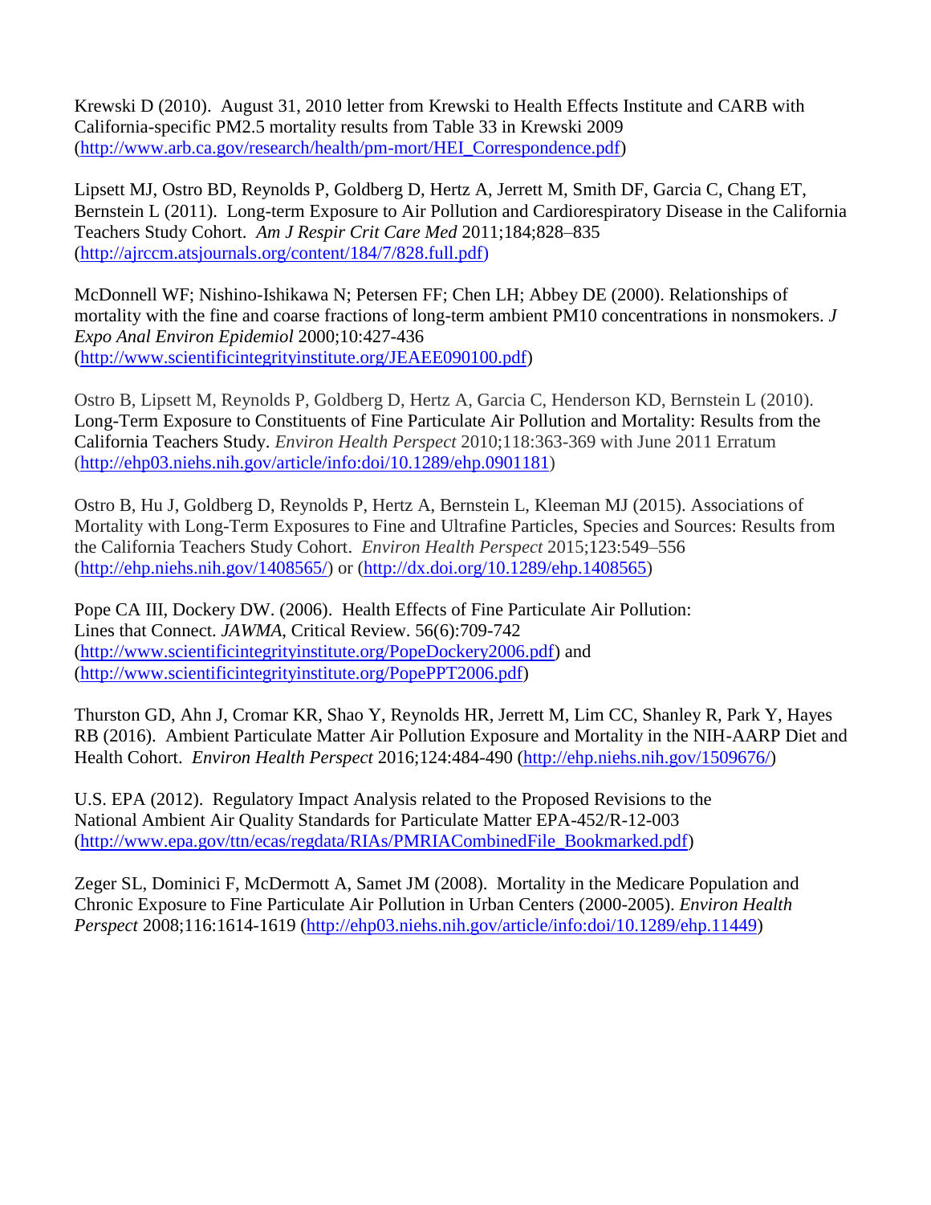Krewski D (2010). August 31, 2010 letter from Krewski to Health Effects Institute and CARB with California-specific PM2.5 mortality results from Table 33 in Krewski 2009 (http://www.arb.ca.gov/research/health/pm-mort/HEI_Correspondence.pdf)

Lipsett MJ, Ostro BD, Reynolds P, Goldberg D, Hertz A, Jerrett M, Smith DF, Garcia C, Chang ET, Bernstein L (2011). Long-term Exposure to Air Pollution and Cardiorespiratory Disease in the California Teachers Study Cohort. *Am J Respir Crit Care Med* 2011;184;828–835 (http://ajrccm.atsjournals.org/content/184/7/828.full.pdf)

McDonnell WF; Nishino-Ishikawa N; Petersen FF; Chen LH; Abbey DE (2000). Relationships of mortality with the fine and coarse fractions of long-term ambient PM10 concentrations in nonsmokers. *J Expo Anal Environ Epidemiol* 2000;10:427-436 (http://www.scientificintegrityinstitute.org/JEAEE090100.pdf)

Ostro B, Lipsett M, Reynolds P, Goldberg D, Hertz A, Garcia C, Henderson KD, Bernstein L (2010). Long-Term Exposure to Constituents of Fine Particulate Air Pollution and Mortality: Results from the California Teachers Study. *Environ Health Perspect* 2010;118:363-369 with June 2011 Erratum (http://ehp03.niehs.nih.gov/article/info:doi/10.1289/ehp.0901181)

Ostro B, Hu J, Goldberg D, Reynolds P, Hertz A, Bernstein L, Kleeman MJ (2015). Associations of Mortality with Long-Term Exposures to Fine and Ultrafine Particles, Species and Sources: Results from the California Teachers Study Cohort. *Environ Health Perspect* 2015;123:549–556 (http://ehp.niehs.nih.gov/1408565/) or (http://dx.doi.org/10.1289/ehp.1408565)

Pope CA III, Dockery DW. (2006). Health Effects of Fine Particulate Air Pollution: Lines that Connect. *JAWMA*, Critical Review. 56(6):709-742 (http://www.scientificintegrityinstitute.org/PopeDockery2006.pdf) and (http://www.scientificintegrityinstitute.org/PopePPT2006.pdf)

Thurston GD, Ahn J, Cromar KR, Shao Y, Reynolds HR, Jerrett M, Lim CC, Shanley R, Park Y, Hayes RB (2016). Ambient Particulate Matter Air Pollution Exposure and Mortality in the NIH-AARP Diet and Health Cohort. *Environ Health Perspect* 2016;124:484-490 (http://ehp.niehs.nih.gov/1509676/)

U.S. EPA (2012). Regulatory Impact Analysis related to the Proposed Revisions to the National Ambient Air Quality Standards for Particulate Matter EPA-452/R-12-003 (http://www.epa.gov/ttn/ecas/regdata/RIAs/PMRIACombinedFile_Bookmarked.pdf)

Zeger SL, Dominici F, McDermott A, Samet JM (2008). Mortality in the Medicare Population and Chronic Exposure to Fine Particulate Air Pollution in Urban Centers (2000-2005). *Environ Health Perspect* 2008;116:1614-1619 (http://ehp03.niehs.nih.gov/article/info:doi/10.1289/ehp.11449)